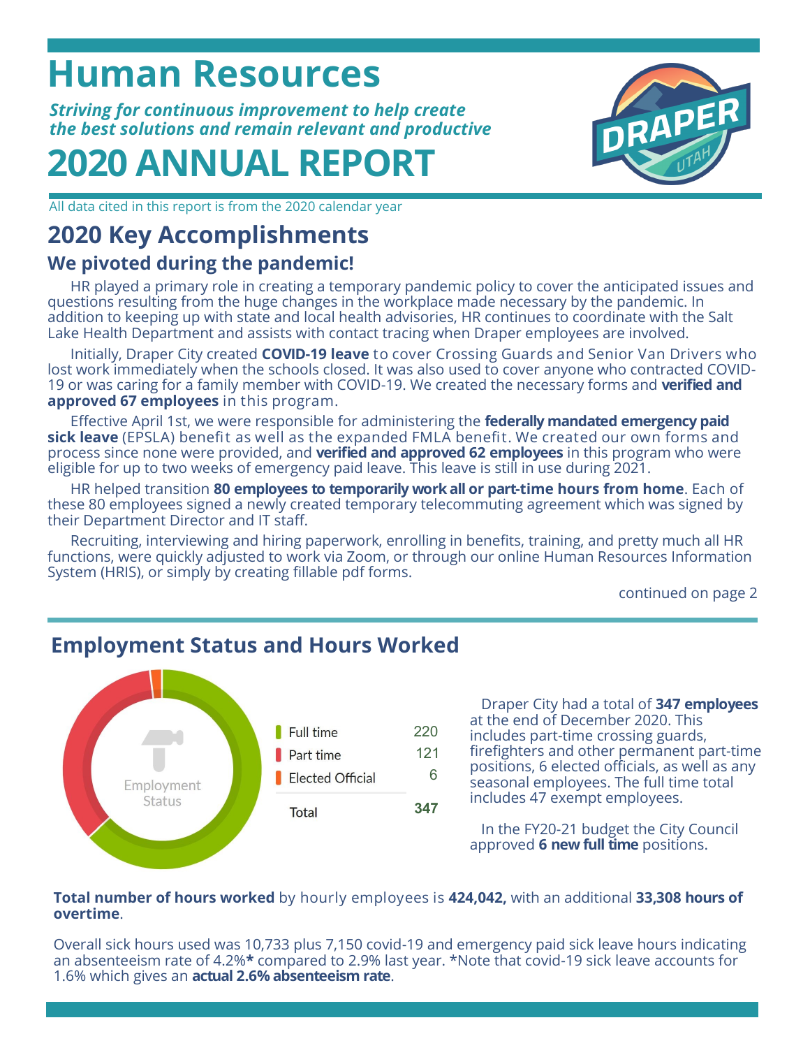# Human Resources

***Striving for continuous improvement to help create the best solutions and remain relevant and productive***

# 2020 ANNUAL REPORT

All data cited in this report is from the 2020 calendar year

## 2020 Key Accomplishments

### We pivoted during the pandemic!

HR played a primary role in creating a temporary pandemic policy to cover the anticipated issues and questions resulting from the huge changes in the workplace made necessary by the pandemic. In addition to keeping up with state and local health advisories, HR continues to coordinate with the Salt Lake Health Department and assists with contact tracing when Draper employees are involved.

Initially, Draper City created **COVID-19 leave** to cover Crossing Guards and Senior Van Drivers who lost work immediately when the schools closed. It was also used to cover anyone who contracted COVID-19 or was caring for a family member with COVID-19. We created the necessary forms and **verified and approved 67 employees** in this program.

Effective April 1st, we were responsible for administering the **federally mandated emergency paid sick leave** (EPSLA) benefit as well as the expanded FMLA benefit. We created our own forms and process since none were provided, and **verified and approved 62 employees** in this program who were eligible for up to two weeks of emergency paid leave. This leave is still in use during 2021.

HR helped transition **80 employees to temporarily work all or part-time hours from home**. Each of these 80 employees signed a newly created temporary telecommuting agreement which was signed by their Department Director and IT staff.

Recruiting, interviewing and hiring paperwork, enrolling in benefits, training, and pretty much all HR functions, were quickly adjusted to work via Zoom, or through our online Human Resources Information System (HRIS), or simply by creating fillable pdf forms.

continued on page 2

## Employment Status and Hours Worked

Employment Status

| | |
|---|---|
| Full time | 220 |
| Part time | 121 |
| Elected Official | 6 |
| **Total** | **347** |

Draper City had a total of **347 employees** at the end of December 2020. This includes part-time crossing guards, firefighters and other permanent part-time positions, 6 elected officials, as well as any seasonal employees. The full time total includes 47 exempt employees.

In the FY20-21 budget the City Council approved **6 new full time** positions.

**Total number of hours worked** by hourly employees is **424,042,** with an additional **33,308 hours of overtime**.

Overall sick hours used was 10,733 plus 7,150 covid-19 and emergency paid sick leave hours indicating an absenteeism rate of 4.2%**\*** compared to 2.9% last year. \*Note that covid-19 sick leave accounts for 1.6% which gives an **actual 2.6% absenteeism rate**.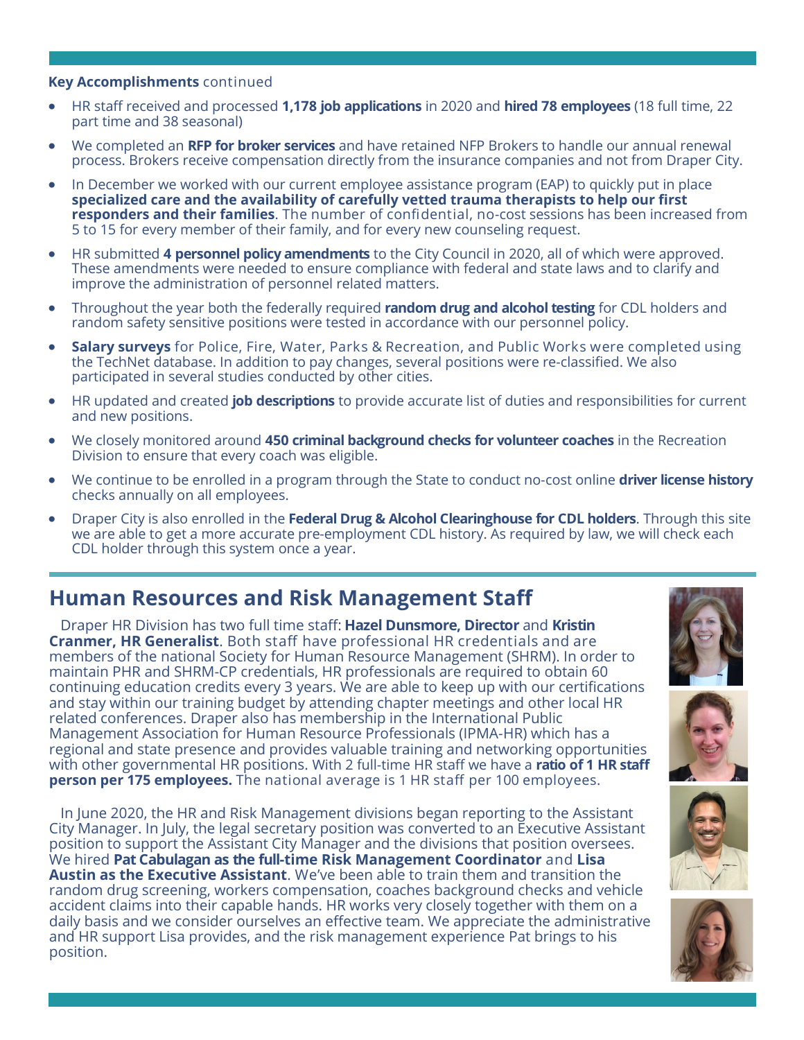**Key Accomplishments** continued

- HR staff received and processed **1,178 job applications** in 2020 and **hired 78 employees** (18 full time, 22 part time and 38 seasonal)
- We completed an **RFP for broker services** and have retained NFP Brokers to handle our annual renewal process. Brokers receive compensation directly from the insurance companies and not from Draper City.
- In December we worked with our current employee assistance program (EAP) to quickly put in place **specialized care and the availability of carefully vetted trauma therapists to help our first responders and their families**. The number of confidential, no-cost sessions has been increased from 5 to 15 for every member of their family, and for every new counseling request.
- HR submitted **4 personnel policy amendments** to the City Council in 2020, all of which were approved. These amendments were needed to ensure compliance with federal and state laws and to clarify and improve the administration of personnel related matters.
- Throughout the year both the federally required **random drug and alcohol testing** for CDL holders and random safety sensitive positions were tested in accordance with our personnel policy.
- **Salary surveys** for Police, Fire, Water, Parks & Recreation, and Public Works were completed using the TechNet database. In addition to pay changes, several positions were re-classified. We also participated in several studies conducted by other cities.
- HR updated and created **job descriptions** to provide accurate list of duties and responsibilities for current and new positions.
- We closely monitored around **450 criminal background checks for volunteer coaches** in the Recreation Division to ensure that every coach was eligible.
- We continue to be enrolled in a program through the State to conduct no-cost online **driver license history** checks annually on all employees.
- Draper City is also enrolled in the **Federal Drug & Alcohol Clearinghouse for CDL holders**. Through this site we are able to get a more accurate pre-employment CDL history. As required by law, we will check each CDL holder through this system once a year.

## Human Resources and Risk Management Staff

Draper HR Division has two full time staff: **Hazel Dunsmore, Director** and **Kristin Cranmer, HR Generalist**. Both staff have professional HR credentials and are members of the national Society for Human Resource Management (SHRM). In order to maintain PHR and SHRM-CP credentials, HR professionals are required to obtain 60 continuing education credits every 3 years. We are able to keep up with our certifications and stay within our training budget by attending chapter meetings and other local HR related conferences. Draper also has membership in the International Public Management Association for Human Resource Professionals (IPMA-HR) which has a regional and state presence and provides valuable training and networking opportunities with other governmental HR positions. With 2 full-time HR staff we have a **ratio of 1 HR staff person per 175 employees.** The national average is 1 HR staff per 100 employees.

In June 2020, the HR and Risk Management divisions began reporting to the Assistant City Manager. In July, the legal secretary position was converted to an Executive Assistant position to support the Assistant City Manager and the divisions that position oversees. We hired **Pat Cabulagan as the full-time Risk Management Coordinator** and **Lisa Austin as the Executive Assistant**. We've been able to train them and transition the random drug screening, workers compensation, coaches background checks and vehicle accident claims into their capable hands. HR works very closely together with them on a daily basis and we consider ourselves an effective team. We appreciate the administrative and HR support Lisa provides, and the risk management experience Pat brings to his position.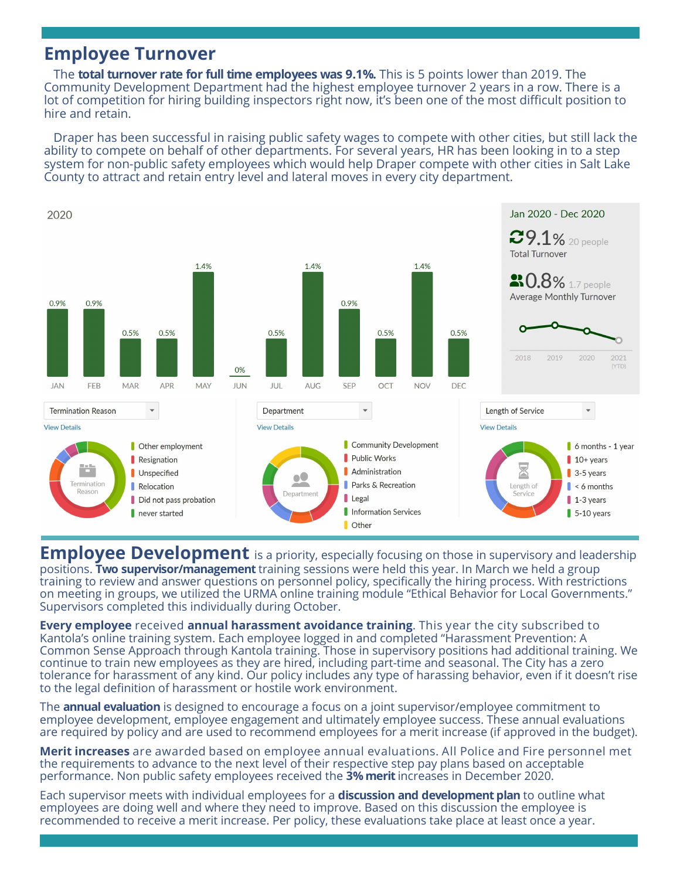# Employee Turnover

The **total turnover rate for full time employees was 9.1%.** This is 5 points lower than 2019. The Community Development Department had the highest employee turnover 2 years in a row. There is a lot of competition for hiring building inspectors right now, it's been one of the most difficult position to hire and retain.

Draper has been successful in raising public safety wages to compete with other cities, but still lack the ability to compete on behalf of other departments. For several years, HR has been looking in to a step system for non-public safety employees which would help Draper compete with other cities in Salt Lake County to attract and retain entry level and lateral moves in every city department.

2020

| JAN | FEB | MAR | APR | MAY | JUN | JUL | AUG | SEP | OCT | NOV | DEC |
|---|---|---|---|---|---|---|---|---|---|---|---|
| 0.9% | 0.9% | 0.5% | 0.5% | 1.4% | 0% | 0.5% | 1.4% | 0.9% | 0.5% | 1.4% | 0.5% |

Jan 2020 - Dec 2020

9.1% 20 people
Total Turnover

0.8% 1.7 people
Average Monthly Turnover

2018 2019 2020 2021 (YTD)

Termination Reason
View Details
- Other employment
- Resignation
- Unspecified
- Relocation
- Did not pass probation
- never started

Department
View Details
- Community Development
- Public Works
- Administration
- Parks & Recreation
- Legal
- Information Services
- Other

Length of Service
View Details
- 6 months - 1 year
- 10+ years
- 3-5 years
- < 6 months
- 1-3 years
- 5-10 years

**Employee Development** is a priority, especially focusing on those in supervisory and leadership positions. **Two supervisor/management** training sessions were held this year. In March we held a group training to review and answer questions on personnel policy, specifically the hiring process. With restrictions on meeting in groups, we utilized the URMA online training module "Ethical Behavior for Local Governments." Supervisors completed this individually during October.

**Every employee** received **annual harassment avoidance training**. This year the city subscribed to Kantola's online training system. Each employee logged in and completed "Harassment Prevention: A Common Sense Approach through Kantola training. Those in supervisory positions had additional training. We continue to train new employees as they are hired, including part-time and seasonal. The City has a zero tolerance for harassment of any kind. Our policy includes any type of harassing behavior, even if it doesn't rise to the legal definition of harassment or hostile work environment.

The **annual evaluation** is designed to encourage a focus on a joint supervisor/employee commitment to employee development, employee engagement and ultimately employee success. These annual evaluations are required by policy and are used to recommend employees for a merit increase (if approved in the budget).

**Merit increases** are awarded based on employee annual evaluations. All Police and Fire personnel met the requirements to advance to the next level of their respective step pay plans based on acceptable performance. Non public safety employees received the **3% merit** increases in December 2020.

Each supervisor meets with individual employees for a **discussion and development plan** to outline what employees are doing well and where they need to improve. Based on this discussion the employee is recommended to receive a merit increase. Per policy, these evaluations take place at least once a year.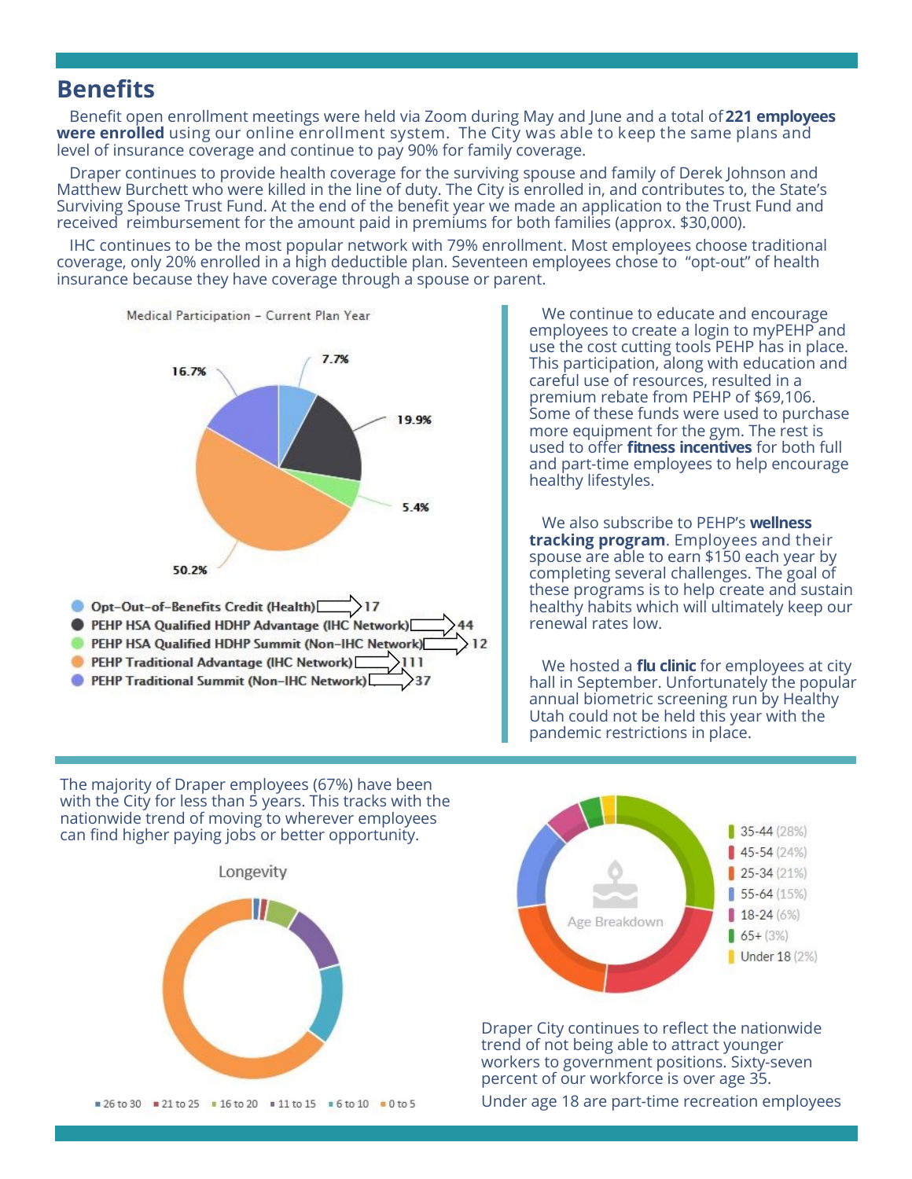## Benefits

Benefit open enrollment meetings were held via Zoom during May and June and a total of **221 employees were enrolled** using our online enrollment system. The City was able to keep the same plans and level of insurance coverage and continue to pay 90% for family coverage.

Draper continues to provide health coverage for the surviving spouse and family of Derek Johnson and Matthew Burchett who were killed in the line of duty. The City is enrolled in, and contributes to, the State's Surviving Spouse Trust Fund. At the end of the benefit year we made an application to the Trust Fund and received reimbursement for the amount paid in premiums for both families (approx. $30,000).

IHC continues to be the most popular network with 79% enrollment. Most employees choose traditional coverage, only 20% enrolled in a high deductible plan. Seventeen employees chose to "opt-out" of health insurance because they have coverage through a spouse or parent.

Medical Participation – Current Plan Year

7.7%
19.9%
5.4%
50.2%
16.7%

Opt-Out-of-Benefits Credit (Health) 17
PEHP HSA Qualified HDHP Advantage (IHC Network) 44
PEHP HSA Qualified HDHP Summit (Non-IHC Network) 12
PEHP Traditional Advantage (IHC Network) 111
PEHP Traditional Summit (Non-IHC Network) 37

We continue to educate and encourage employees to create a login to myPEHP and use the cost cutting tools PEHP has in place. This participation, along with education and careful use of resources, resulted in a premium rebate from PEHP of $69,106. Some of these funds were used to purchase more equipment for the gym. The rest is used to offer **fitness incentives** for both full and part-time employees to help encourage healthy lifestyles.

We also subscribe to PEHP's **wellness tracking program**. Employees and their spouse are able to earn $150 each year by completing several challenges. The goal of these programs is to help create and sustain healthy habits which will ultimately keep our renewal rates low.

We hosted a **flu clinic** for employees at city hall in September. Unfortunately the popular annual biometric screening run by Healthy Utah could not be held this year with the pandemic restrictions in place.

The majority of Draper employees (67%) have been with the City for less than 5 years. This tracks with the nationwide trend of moving to wherever employees can find higher paying jobs or better opportunity.

Longevity

26 to 30
21 to 25
16 to 20
11 to 15
6 to 10
0 to 5

Age Breakdown

35-44 (28%)
45-54 (24%)
25-34 (21%)
55-64 (15%)
18-24 (6%)
65+ (3%)
Under 18 (2%)

Draper City continues to reflect the nationwide trend of not being able to attract younger workers to government positions. Sixty-seven percent of our workforce is over age 35.

Under age 18 are part-time recreation employees